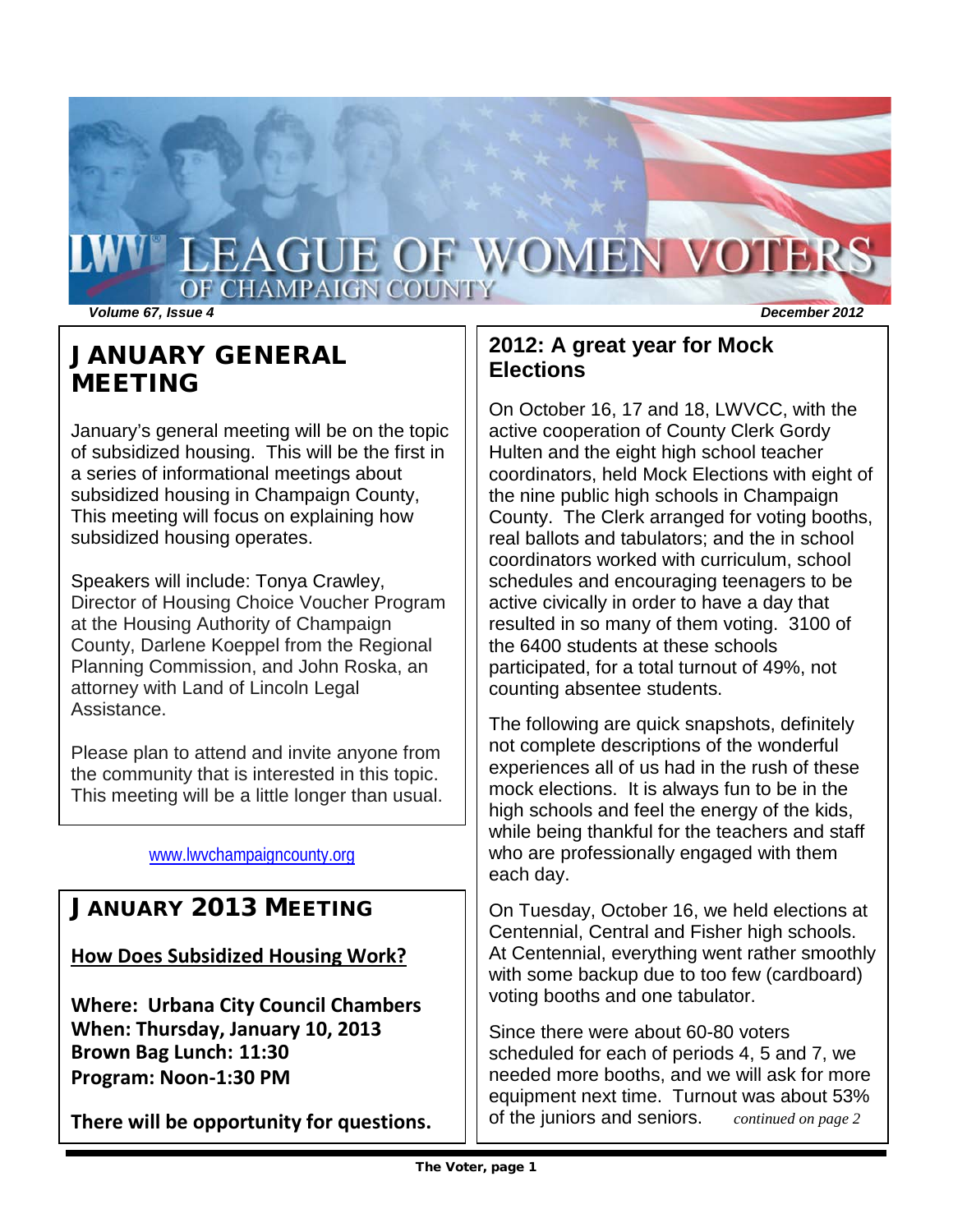# LEAGUE OF WOMEN VOTERS OF CHAMPAIGN COUNTY

*Volume 67, Issue 4* *December 2012*

## JANUARY GENERAL MEETING

January's general meeting will be on the topic of subsidized housing. This will be the first in a series of informational meetings about subsidized housing in Champaign County, This meeting will focus on explaining how subsidized housing operates.

Speakers will include: Tonya Crawley, Director of Housing Choice Voucher Program at the Housing Authority of Champaign County, Darlene Koeppel from the Regional Planning Commission, and John Roska, an attorney with Land of Lincoln Legal Assistance.

Please plan to attend and invite anyone from the community that is interested in this topic. This meeting will be a little longer than usual.

www.lwvchampaigncounty.org

## JANUARY 2013 MEETING

**How Does Subsidized Housing Work?**

**Where: Urbana City Council Chambers**
**When: Thursday, January 10, 2013**
**Brown Bag Lunch: 11:30**
**Program: Noon-1:30 PM**

**There will be opportunity for questions.**

## 2012: A great year for Mock Elections

On October 16, 17 and 18, LWVCC, with the active cooperation of County Clerk Gordy Hulten and the eight high school teacher coordinators, held Mock Elections with eight of the nine public high schools in Champaign County. The Clerk arranged for voting booths, real ballots and tabulators; and the in school coordinators worked with curriculum, school schedules and encouraging teenagers to be active civically in order to have a day that resulted in so many of them voting. 3100 of the 6400 students at these schools participated, for a total turnout of 49%, not counting absentee students.

The following are quick snapshots, definitely not complete descriptions of the wonderful experiences all of us had in the rush of these mock elections. It is always fun to be in the high schools and feel the energy of the kids, while being thankful for the teachers and staff who are professionally engaged with them each day.

On Tuesday, October 16, we held elections at Centennial, Central and Fisher high schools. At Centennial, everything went rather smoothly with some backup due to too few (cardboard) voting booths and one tabulator.

Since there were about 60-80 voters scheduled for each of periods 4, 5 and 7, we needed more booths, and we will ask for more equipment next time. Turnout was about 53% of the juniors and seniors. *continued on page 2*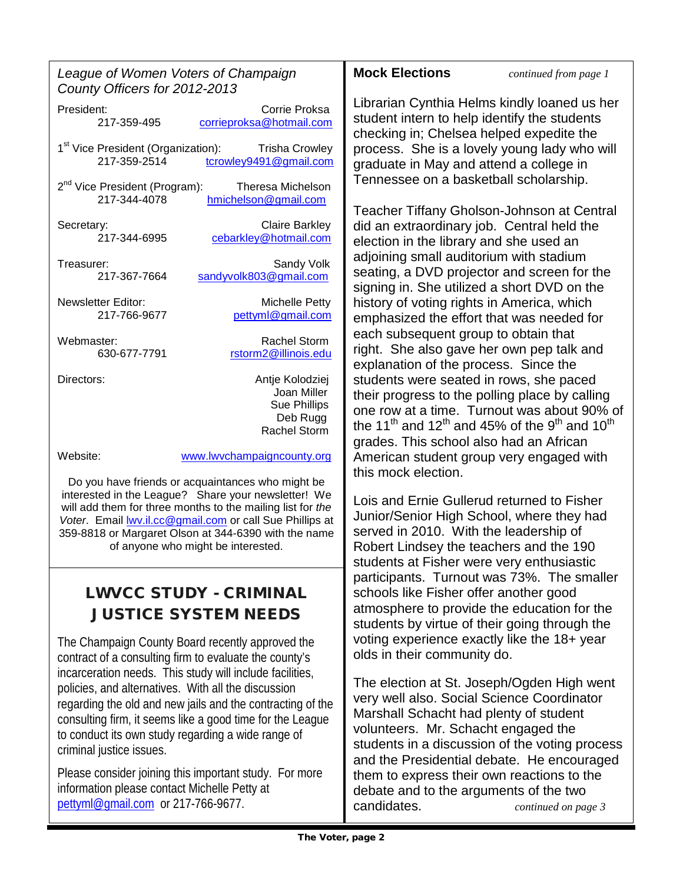*League of Women Voters of Champaign County Officers for 2012-2013*

President: Corrie Proksa
217-359-495 corrieproksa@hotmail.com

1st Vice President (Organization): Trisha Crowley
217-359-2514 tcrowley9491@gmail.com

2nd Vice President (Program): Theresa Michelson
217-344-4078 hmichelson@gmail.com

Secretary: Claire Barkley
217-344-6995 cebarkley@hotmail.com

Treasurer: Sandy Volk
217-367-7664 sandyvolk803@gmail.com

Newsletter Editor: Michelle Petty
217-766-9677 pettyml@gmail.com

Webmaster: Rachel Storm
630-677-7791 rstorm2@illinois.edu

Directors: Antje Kolodziej
Joan Miller
Sue Phillips
Deb Rugg
Rachel Storm

Website: www.lwvchampaigncounty.org

Do you have friends or acquaintances who might be interested in the League? Share your newsletter! We will add them for three months to the mailing list for *the Voter*. Email lwv.il.cc@gmail.com or call Sue Phillips at 359-8818 or Margaret Olson at 344-6390 with the name of anyone who might be interested.

## LWVCC STUDY - CRIMINAL JUSTICE SYSTEM NEEDS

The Champaign County Board recently approved the contract of a consulting firm to evaluate the county's incarceration needs. This study will include facilities, policies, and alternatives. With all the discussion regarding the old and new jails and the contracting of the consulting firm, it seems like a good time for the League to conduct its own study regarding a wide range of criminal justice issues.

Please consider joining this important study. For more information please contact Michelle Petty at pettyml@gmail.com or 217-766-9677.

## Mock Elections

*continued from page 1*

Librarian Cynthia Helms kindly loaned us her student intern to help identify the students checking in; Chelsea helped expedite the process. She is a lovely young lady who will graduate in May and attend a college in Tennessee on a basketball scholarship.

Teacher Tiffany Gholson-Johnson at Central did an extraordinary job. Central held the election in the library and she used an adjoining small auditorium with stadium seating, a DVD projector and screen for the signing in. She utilized a short DVD on the history of voting rights in America, which emphasized the effort that was needed for each subsequent group to obtain that right. She also gave her own pep talk and explanation of the process. Since the students were seated in rows, she paced their progress to the polling place by calling one row at a time. Turnout was about 90% of the 11th and 12th and 45% of the 9th and 10th grades. This school also had an African American student group very engaged with this mock election.

Lois and Ernie Gullerud returned to Fisher Junior/Senior High School, where they had served in 2010. With the leadership of Robert Lindsey the teachers and the 190 students at Fisher were very enthusiastic participants. Turnout was 73%. The smaller schools like Fisher offer another good atmosphere to provide the education for the students by virtue of their going through the voting experience exactly like the 18+ year olds in their community do.

The election at St. Joseph/Ogden High went very well also. Social Science Coordinator Marshall Schacht had plenty of student volunteers. Mr. Schacht engaged the students in a discussion of the voting process and the Presidential debate. He encouraged them to express their own reactions to the debate and to the arguments of the two candidates.

*continued on page 3*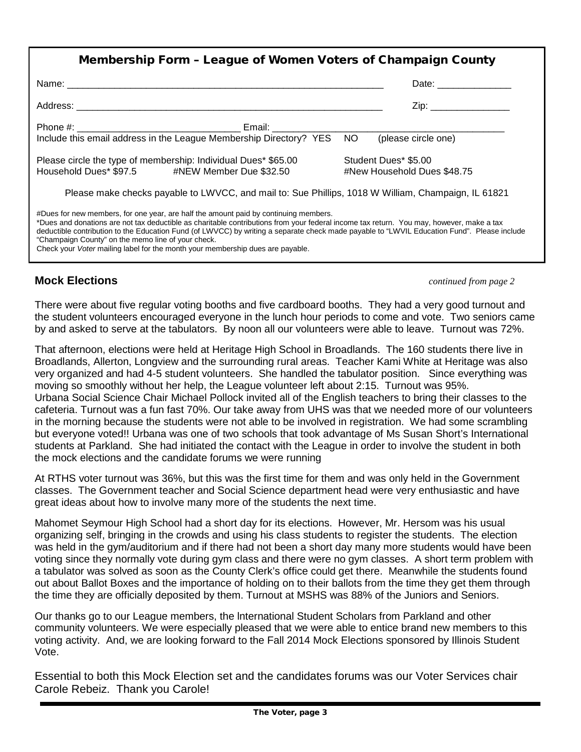## Membership Form – League of Women Voters of Champaign County

Name: _______________________________________________ Date: ______________

Address: _____________________________________________ Zip: _______________

Phone #: ______________________________ Email: ___________________________________________

Include this email address in the League Membership Directory? YES NO (please circle one)

Please circle the type of membership: Individual Dues* $65.00 Student Dues* $5.00
Household Dues* $97.5 #NEW Member Due $32.50 #New Household Dues $48.75

Please make checks payable to LWVCC, and mail to: Sue Phillips, 1018 W William, Champaign, IL 61821

#Dues for new members, for one year, are half the amount paid by continuing members.
*Dues and donations are not tax deductible as charitable contributions from your federal income tax return. You may, however, make a tax deductible contribution to the Education Fund (of LWVCC) by writing a separate check made payable to "LWVIL Education Fund". Please include "Champaign County" on the memo line of your check.
Check your *Voter* mailing label for the month your membership dues are payable.

## Mock Elections

*continued from page 2*

There were about five regular voting booths and five cardboard booths. They had a very good turnout and the student volunteers encouraged everyone in the lunch hour periods to come and vote. Two seniors came by and asked to serve at the tabulators. By noon all our volunteers were able to leave. Turnout was 72%.

That afternoon, elections were held at Heritage High School in Broadlands. The 160 students there live in Broadlands, Allerton, Longview and the surrounding rural areas. Teacher Kami White at Heritage was also very organized and had 4-5 student volunteers. She handled the tabulator position. Since everything was moving so smoothly without her help, the League volunteer left about 2:15. Turnout was 95%.
Urbana Social Science Chair Michael Pollock invited all of the English teachers to bring their classes to the cafeteria. Turnout was a fun fast 70%. Our take away from UHS was that we needed more of our volunteers in the morning because the students were not able to be involved in registration. We had some scrambling but everyone voted!! Urbana was one of two schools that took advantage of Ms Susan Short's International students at Parkland. She had initiated the contact with the League in order to involve the student in both the mock elections and the candidate forums we were running

At RTHS voter turnout was 36%, but this was the first time for them and was only held in the Government classes. The Government teacher and Social Science department head were very enthusiastic and have great ideas about how to involve many more of the students the next time.

Mahomet Seymour High School had a short day for its elections. However, Mr. Hersom was his usual organizing self, bringing in the crowds and using his class students to register the students. The election was held in the gym/auditorium and if there had not been a short day many more students would have been voting since they normally vote during gym class and there were no gym classes. A short term problem with a tabulator was solved as soon as the County Clerk's office could get there. Meanwhile the students found out about Ballot Boxes and the importance of holding on to their ballots from the time they get them through the time they are officially deposited by them. Turnout at MSHS was 88% of the Juniors and Seniors.

Our thanks go to our League members, the International Student Scholars from Parkland and other community volunteers. We were especially pleased that we were able to entice brand new members to this voting activity. And, we are looking forward to the Fall 2014 Mock Elections sponsored by Illinois Student Vote.

Essential to both this Mock Election set and the candidates forums was our Voter Services chair Carole Rebeiz. Thank you Carole!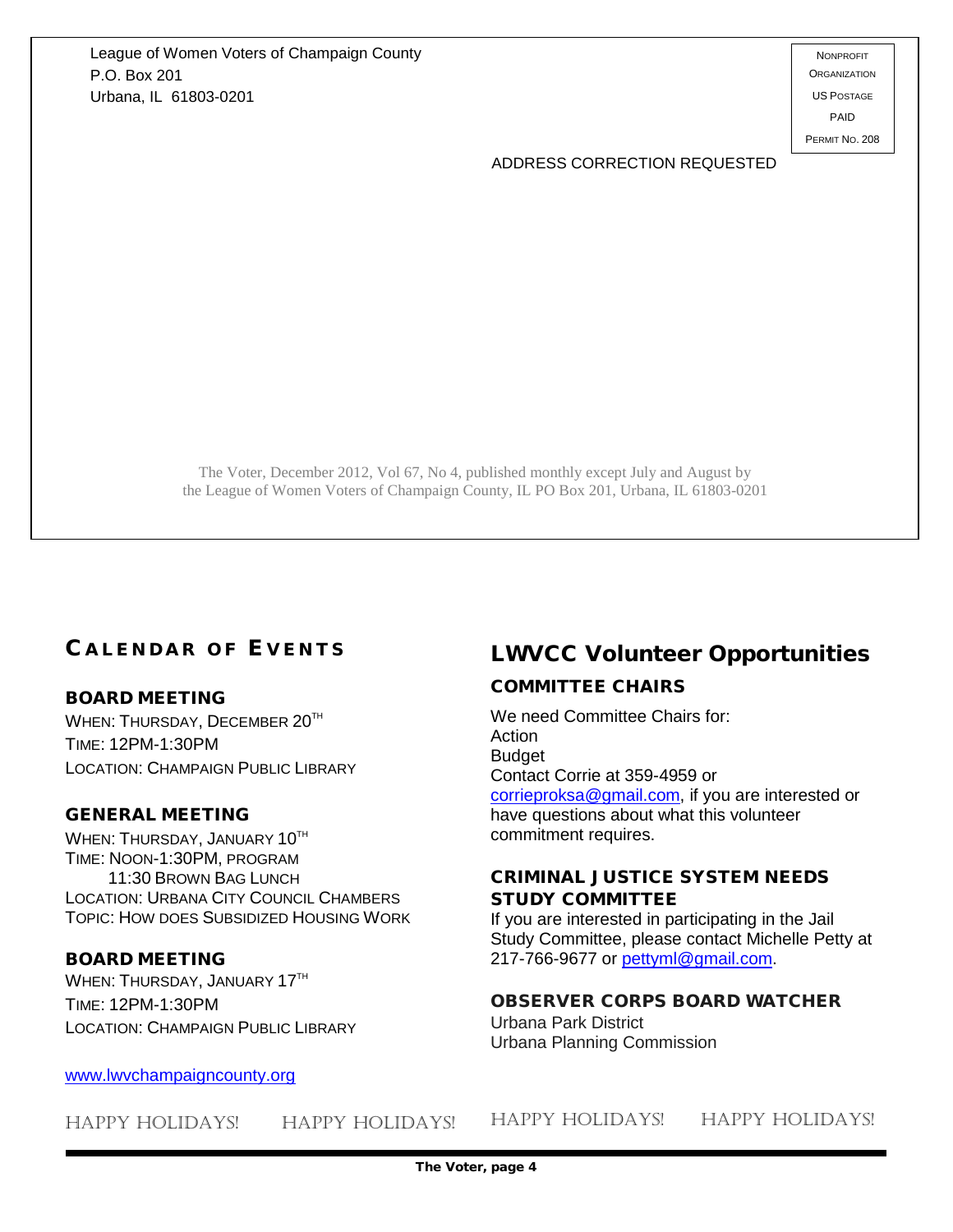League of Women Voters of Champaign County
P.O. Box 201
Urbana, IL 61803-0201

NONPROFIT
ORGANIZATION
US POSTAGE
PAID
PERMIT NO. 208

ADDRESS CORRECTION REQUESTED

The Voter, December 2012, Vol 67, No 4, published monthly except July and August by the League of Women Voters of Champaign County, IL PO Box 201, Urbana, IL 61803-0201

## CALENDAR OF EVENTS

### BOARD MEETING

WHEN: THURSDAY, DECEMBER 20TH
TIME: 12PM-1:30PM
LOCATION: CHAMPAIGN PUBLIC LIBRARY

### GENERAL MEETING

WHEN: THURSDAY, JANUARY 10TH
TIME: NOON-1:30PM, PROGRAM
11:30 BROWN BAG LUNCH
LOCATION: URBANA CITY COUNCIL CHAMBERS
TOPIC: HOW DOES SUBSIDIZED HOUSING WORK

### BOARD MEETING

WHEN: THURSDAY, JANUARY 17TH
TIME: 12PM-1:30PM
LOCATION: CHAMPAIGN PUBLIC LIBRARY

www.lwvchampaigncounty.org

## LWVCC Volunteer Opportunities

### COMMITTEE CHAIRS

We need Committee Chairs for:
Action
Budget
Contact Corrie at 359-4959 or corrieproksa@gmail.com, if you are interested or have questions about what this volunteer commitment requires.

### CRIMINAL JUSTICE SYSTEM NEEDS STUDY COMMITTEE

If you are interested in participating in the Jail Study Committee, please contact Michelle Petty at 217-766-9677 or pettyml@gmail.com.

### OBSERVER CORPS BOARD WATCHER

Urbana Park District
Urbana Planning Commission

HAPPY HOLIDAYS! HAPPY HOLIDAYS! HAPPY HOLIDAYS! HAPPY HOLIDAYS!